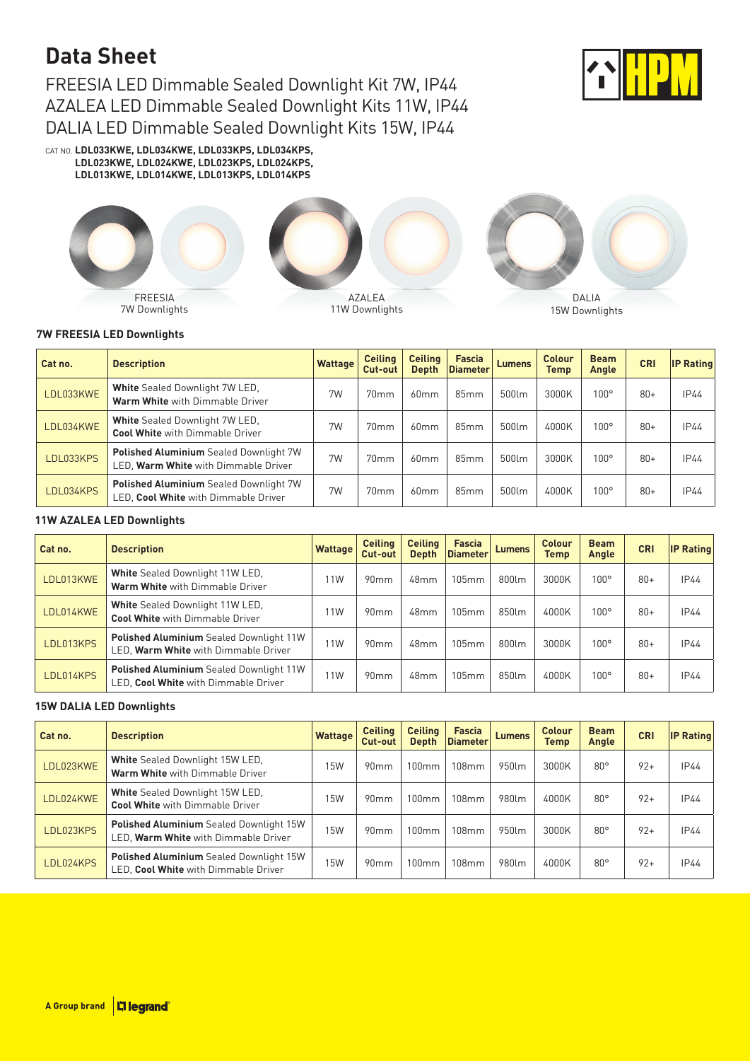# Data Sheet

## FREESIA LED Dimmable Sealed Downlight Kit 7W, IP44
## AZALEA LED Dimmable Sealed Downlight Kits 11W, IP44
## DALIA LED Dimmable Sealed Downlight Kits 15W, IP44

CAT NO. **LDL033KWE, LDL034KWE, LDL033KPS, LDL034KPS, LDL023KWE, LDL024KWE, LDL023KPS, LDL024KPS, LDL013KWE, LDL014KWE, LDL013KPS, LDL014KPS**

FREESIA
7W Downlights

AZALEA
11W Downlights

DALIA
15W Downlights

### 7W FREESIA LED Downlights

| Cat no. | Description | Wattage | Ceiling Cut-out | Ceiling Depth | Fascia Diameter | Lumens | Colour Temp | Beam Angle | CRI | IP Rating |
|---|---|---|---|---|---|---|---|---|---|---|
| LDL033KWE | **White** Sealed Downlight 7W LED, **Warm White** with Dimmable Driver | 7W | 70mm | 60mm | 85mm | 500lm | 3000K | 100° | 80+ | IP44 |
| LDL034KWE | **White** Sealed Downlight 7W LED, **Cool White** with Dimmable Driver | 7W | 70mm | 60mm | 85mm | 500lm | 4000K | 100° | 80+ | IP44 |
| LDL033KPS | **Polished Aluminium** Sealed Downlight 7W LED, **Warm White** with Dimmable Driver | 7W | 70mm | 60mm | 85mm | 500lm | 3000K | 100° | 80+ | IP44 |
| LDL034KPS | **Polished Aluminium** Sealed Downlight 7W LED, **Cool White** with Dimmable Driver | 7W | 70mm | 60mm | 85mm | 500lm | 4000K | 100° | 80+ | IP44 |

### 11W AZALEA LED Downlights

| Cat no. | Description | Wattage | Ceiling Cut-out | Ceiling Depth | Fascia Diameter | Lumens | Colour Temp | Beam Angle | CRI | IP Rating |
|---|---|---|---|---|---|---|---|---|---|---|
| LDL013KWE | **White** Sealed Downlight 11W LED, **Warm White** with Dimmable Driver | 11W | 90mm | 48mm | 105mm | 800lm | 3000K | 100° | 80+ | IP44 |
| LDL014KWE | **White** Sealed Downlight 11W LED, **Cool White** with Dimmable Driver | 11W | 90mm | 48mm | 105mm | 850lm | 4000K | 100° | 80+ | IP44 |
| LDL013KPS | **Polished Aluminium** Sealed Downlight 11W LED, **Warm White** with Dimmable Driver | 11W | 90mm | 48mm | 105mm | 800lm | 3000K | 100° | 80+ | IP44 |
| LDL014KPS | **Polished Aluminium** Sealed Downlight 11W LED, **Cool White** with Dimmable Driver | 11W | 90mm | 48mm | 105mm | 850lm | 4000K | 100° | 80+ | IP44 |

### 15W DALIA LED Downlights

| Cat no. | Description | Wattage | Ceiling Cut-out | Ceiling Depth | Fascia Diameter | Lumens | Colour Temp | Beam Angle | CRI | IP Rating |
|---|---|---|---|---|---|---|---|---|---|---|
| LDL023KWE | **White** Sealed Downlight 15W LED, **Warm White** with Dimmable Driver | 15W | 90mm | 100mm | 108mm | 950lm | 3000K | 80° | 92+ | IP44 |
| LDL024KWE | **White** Sealed Downlight 15W LED, **Cool White** with Dimmable Driver | 15W | 90mm | 100mm | 108mm | 980lm | 4000K | 80° | 92+ | IP44 |
| LDL023KPS | **Polished Aluminium** Sealed Downlight 15W LED, **Warm White** with Dimmable Driver | 15W | 90mm | 100mm | 108mm | 950lm | 3000K | 80° | 92+ | IP44 |
| LDL024KPS | **Polished Aluminium** Sealed Downlight 15W LED, **Cool White** with Dimmable Driver | 15W | 90mm | 100mm | 108mm | 980lm | 4000K | 80° | 92+ | IP44 |

A Group brand legrand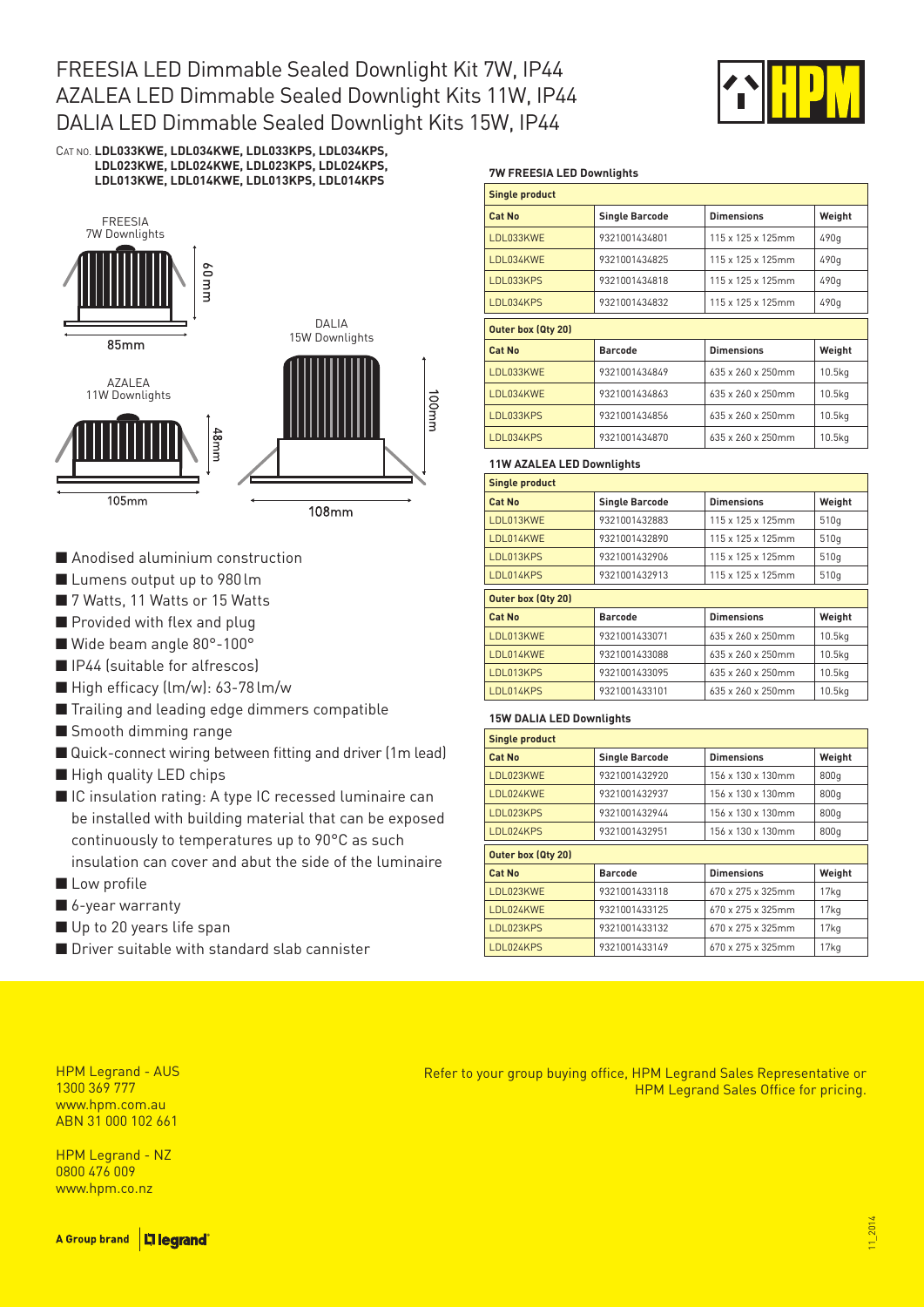# FREESIA LED Dimmable Sealed Downlight Kit 7W, IP44
# AZALEA LED Dimmable Sealed Downlight Kits 11W, IP44
# DALIA LED Dimmable Sealed Downlight Kits 15W, IP44

CAT NO. **LDL033KWE, LDL034KWE, LDL033KPS, LDL034KPS, LDL023KWE, LDL024KWE, LDL023KPS, LDL024KPS, LDL013KWE, LDL014KWE, LDL013KPS, LDL014KPS**

FREESIA
7W Downlights
60mm
85mm

AZALEA
11W Downlights
48mm
105mm

DALIA
15W Downlights
100mm
108mm

- Anodised aluminium construction
- Lumens output up to 980 lm
- 7 Watts, 11 Watts or 15 Watts
- Provided with flex and plug
- Wide beam angle 80°-100°
- IP44 (suitable for alfrescos)
- High efficacy (lm/w): 63-78 lm/w
- Trailing and leading edge dimmers compatible
- Smooth dimming range
- Quick-connect wiring between fitting and driver (1m lead)
- High quality LED chips
- IC insulation rating: A type IC recessed luminaire can be installed with building material that can be exposed continuously to temperatures up to 90°C as such insulation can cover and abut the side of the luminaire
- Low profile
- 6-year warranty
- Up to 20 years life span
- Driver suitable with standard slab cannister

### 7W FREESIA LED Downlights

| Single product | | | |
|---|---|---|---|
| **Cat No** | **Single Barcode** | **Dimensions** | **Weight** |
| LDL033KWE | 9321001434801 | 115 x 125 x 125mm | 490g |
| LDL034KWE | 9321001434825 | 115 x 125 x 125mm | 490g |
| LDL033KPS | 9321001434818 | 115 x 125 x 125mm | 490g |
| LDL034KPS | 9321001434832 | 115 x 125 x 125mm | 490g |
| **Outer box (Qty 20)** | | | |
| **Cat No** | **Barcode** | **Dimensions** | **Weight** |
| LDL033KWE | 9321001434849 | 635 x 260 x 250mm | 10.5kg |
| LDL034KWE | 9321001434863 | 635 x 260 x 250mm | 10.5kg |
| LDL033KPS | 9321001434856 | 635 x 260 x 250mm | 10.5kg |
| LDL034KPS | 9321001434870 | 635 x 260 x 250mm | 10.5kg |

### 11W AZALEA LED Downlights

| Single product | | | |
|---|---|---|---|
| **Cat No** | **Single Barcode** | **Dimensions** | **Weight** |
| LDL013KWE | 9321001432883 | 115 x 125 x 125mm | 510g |
| LDL014KWE | 9321001432890 | 115 x 125 x 125mm | 510g |
| LDL013KPS | 9321001432906 | 115 x 125 x 125mm | 510g |
| LDL014KPS | 9321001432913 | 115 x 125 x 125mm | 510g |
| **Outer box (Qty 20)** | | | |
| **Cat No** | **Barcode** | **Dimensions** | **Weight** |
| LDL013KWE | 9321001433071 | 635 x 260 x 250mm | 10.5kg |
| LDL014KWE | 9321001433088 | 635 x 260 x 250mm | 10.5kg |
| LDL013KPS | 9321001433095 | 635 x 260 x 250mm | 10.5kg |
| LDL014KPS | 9321001433101 | 635 x 260 x 250mm | 10.5kg |

### 15W DALIA LED Downlights

| Single product | | | |
|---|---|---|---|
| **Cat No** | **Single Barcode** | **Dimensions** | **Weight** |
| LDL023KWE | 9321001432920 | 156 x 130 x 130mm | 800g |
| LDL024KWE | 9321001432937 | 156 x 130 x 130mm | 800g |
| LDL023KPS | 9321001432944 | 156 x 130 x 130mm | 800g |
| LDL024KPS | 9321001432951 | 156 x 130 x 130mm | 800g |
| **Outer box (Qty 20)** | | | |
| **Cat No** | **Barcode** | **Dimensions** | **Weight** |
| LDL023KWE | 9321001433118 | 670 x 275 x 325mm | 17kg |
| LDL024KWE | 9321001433125 | 670 x 275 x 325mm | 17kg |
| LDL023KPS | 9321001433132 | 670 x 275 x 325mm | 17kg |
| LDL024KPS | 9321001433149 | 670 x 275 x 325mm | 17kg |

HPM Legrand - AUS
1300 369 777
www.hpm.com.au
ABN 31 000 102 661

HPM Legrand - NZ
0800 476 009
www.hpm.co.nz

Refer to your group buying office, HPM Legrand Sales Representative or HPM Legrand Sales Office for pricing.

A Group brand legrand

11_2014